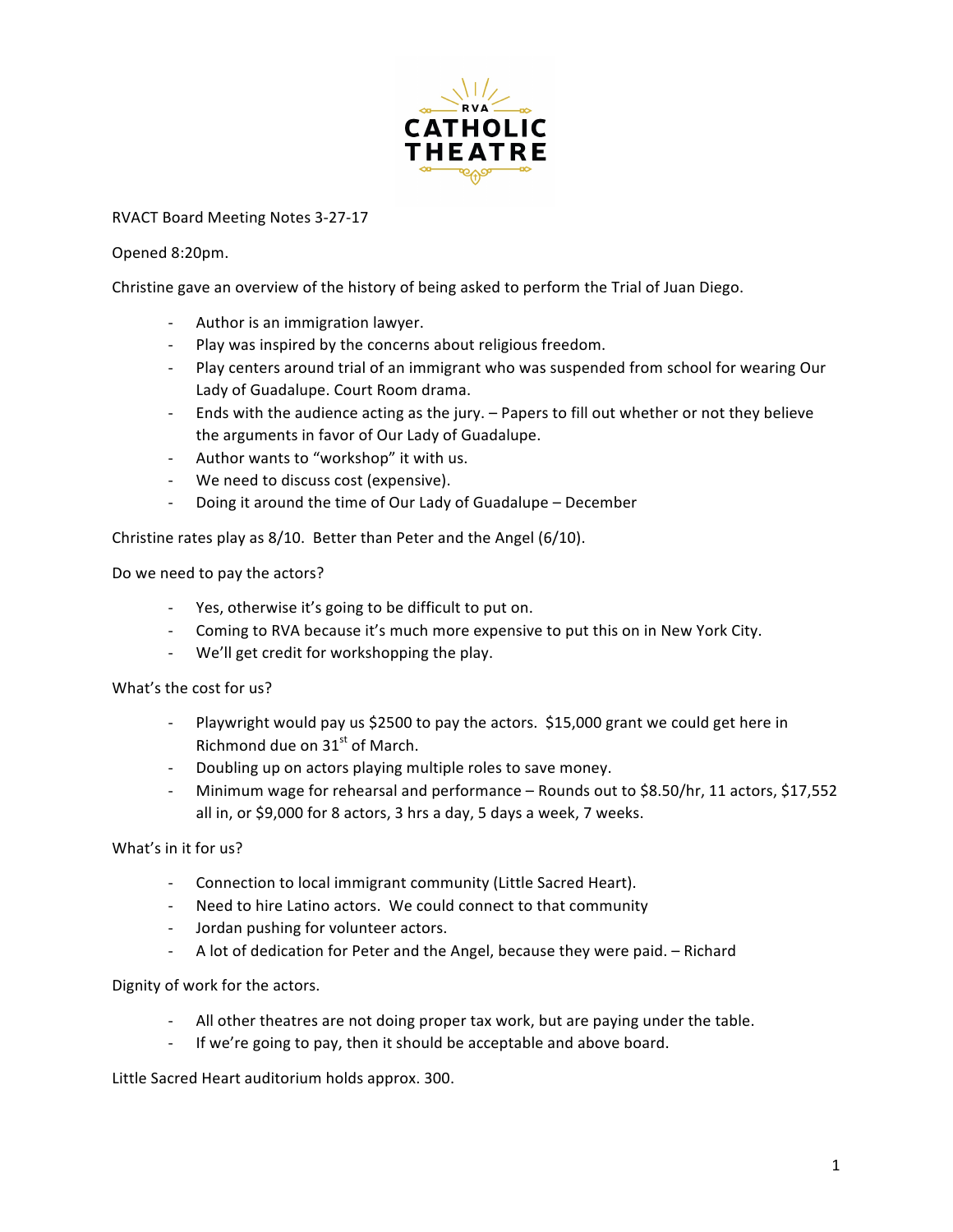RVA CATHOLIC THEATRE

RVACT Board Meeting Notes 3-27-17

Opened 8:20pm.

Christine gave an overview of the history of being asked to perform the Trial of Juan Diego.

- Author is an immigration lawyer.
- Play was inspired by the concerns about religious freedom.
- Play centers around trial of an immigrant who was suspended from school for wearing Our Lady of Guadalupe. Court Room drama.
- Ends with the audience acting as the jury. – Papers to fill out whether or not they believe the arguments in favor of Our Lady of Guadalupe.
- Author wants to "workshop" it with us.
- We need to discuss cost (expensive).
- Doing it around the time of Our Lady of Guadalupe – December

Christine rates play as 8/10. Better than Peter and the Angel (6/10).

Do we need to pay the actors?

- Yes, otherwise it's going to be difficult to put on.
- Coming to RVA because it's much more expensive to put this on in New York City.
- We'll get credit for workshopping the play.

What's the cost for us?

- Playwright would pay us $2500 to pay the actors. $15,000 grant we could get here in Richmond due on 31st of March.
- Doubling up on actors playing multiple roles to save money.
- Minimum wage for rehearsal and performance – Rounds out to $8.50/hr, 11 actors, $17,552 all in, or $9,000 for 8 actors, 3 hrs a day, 5 days a week, 7 weeks.

What's in it for us?

- Connection to local immigrant community (Little Sacred Heart).
- Need to hire Latino actors. We could connect to that community
- Jordan pushing for volunteer actors.
- A lot of dedication for Peter and the Angel, because they were paid. – Richard

Dignity of work for the actors.

- All other theatres are not doing proper tax work, but are paying under the table.
- If we're going to pay, then it should be acceptable and above board.

Little Sacred Heart auditorium holds approx. 300.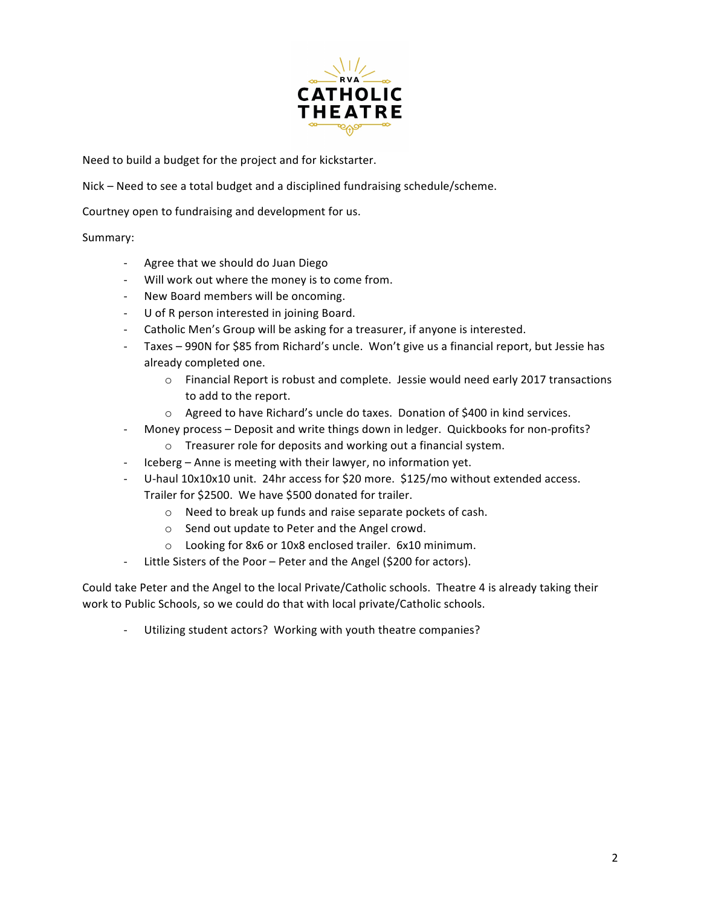Need to build a budget for the project and for kickstarter.

Nick – Need to see a total budget and a disciplined fundraising schedule/scheme.

Courtney open to fundraising and development for us.

Summary:

- Agree that we should do Juan Diego
- Will work out where the money is to come from.
- New Board members will be oncoming.
- U of R person interested in joining Board.
- Catholic Men's Group will be asking for a treasurer, if anyone is interested.
- Taxes – 990N for $85 from Richard's uncle. Won't give us a financial report, but Jessie has already completed one.
  - Financial Report is robust and complete. Jessie would need early 2017 transactions to add to the report.
  - Agreed to have Richard's uncle do taxes. Donation of $400 in kind services.
- Money process – Deposit and write things down in ledger. Quickbooks for non-profits?
  - Treasurer role for deposits and working out a financial system.
- Iceberg – Anne is meeting with their lawyer, no information yet.
- U-haul 10x10x10 unit. 24hr access for $20 more. $125/mo without extended access. Trailer for $2500. We have $500 donated for trailer.
  - Need to break up funds and raise separate pockets of cash.
  - Send out update to Peter and the Angel crowd.
  - Looking for 8x6 or 10x8 enclosed trailer. 6x10 minimum.
- Little Sisters of the Poor – Peter and the Angel ($200 for actors).

Could take Peter and the Angel to the local Private/Catholic schools. Theatre 4 is already taking their work to Public Schools, so we could do that with local private/Catholic schools.

- Utilizing student actors? Working with youth theatre companies?